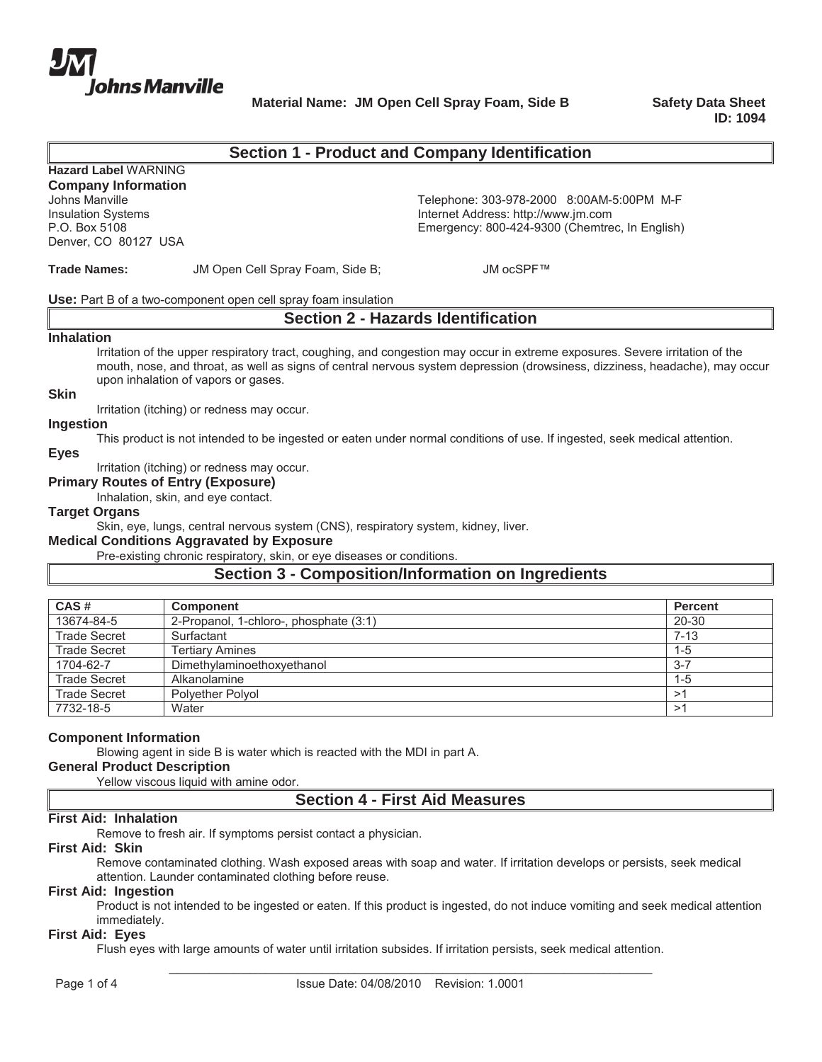Johns Manville

**Material Name: JM Open Cell Spray Foam, Side B**

**Safety Data Sheet**
**ID: 1094**

## Section 1 - Product and Company Identification

**Hazard Label** WARNING

**Company Information**

Johns Manville
Insulation Systems
P.O. Box 5108
Denver, CO 80127 USA

Telephone: 303-978-2000 8:00AM-5:00PM M-F
Internet Address: http://www.jm.com
Emergency: 800-424-9300 (Chemtrec, In English)

**Trade Names:** JM Open Cell Spray Foam, Side B; JM ocSPF™

**Use:** Part B of a two-component open cell spray foam insulation

## Section 2 - Hazards Identification

### Inhalation

Irritation of the upper respiratory tract, coughing, and congestion may occur in extreme exposures. Severe irritation of the mouth, nose, and throat, as well as signs of central nervous system depression (drowsiness, dizziness, headache), may occur upon inhalation of vapors or gases.

### Skin

Irritation (itching) or redness may occur.

### Ingestion

This product is not intended to be ingested or eaten under normal conditions of use. If ingested, seek medical attention.

### Eyes

Irritation (itching) or redness may occur.

### Primary Routes of Entry (Exposure)

Inhalation, skin, and eye contact.

### Target Organs

Skin, eye, lungs, central nervous system (CNS), respiratory system, kidney, liver.

### Medical Conditions Aggravated by Exposure

Pre-existing chronic respiratory, skin, or eye diseases or conditions.

## Section 3 - Composition/Information on Ingredients

| CAS # | Component | Percent |
|---|---|---|
| 13674-84-5 | 2-Propanol, 1-chloro-, phosphate (3:1) | 20-30 |
| Trade Secret | Surfactant | 7-13 |
| Trade Secret | Tertiary Amines | 1-5 |
| 1704-62-7 | Dimethylaminoethoxyethanol | 3-7 |
| Trade Secret | Alkanolamine | 1-5 |
| Trade Secret | Polyether Polyol | >1 |
| 7732-18-5 | Water | >1 |

### Component Information

Blowing agent in side B is water which is reacted with the MDI in part A.

### General Product Description

Yellow viscous liquid with amine odor.

## Section 4 - First Aid Measures

### First Aid: Inhalation

Remove to fresh air. If symptoms persist contact a physician.

### First Aid: Skin

Remove contaminated clothing. Wash exposed areas with soap and water. If irritation develops or persists, seek medical attention. Launder contaminated clothing before reuse.

### First Aid: Ingestion

Product is not intended to be ingested or eaten. If this product is ingested, do not induce vomiting and seek medical attention immediately.

### First Aid: Eyes

Flush eyes with large amounts of water until irritation subsides. If irritation persists, seek medical attention.

Issue Date: 04/08/2010 Revision: 1.0001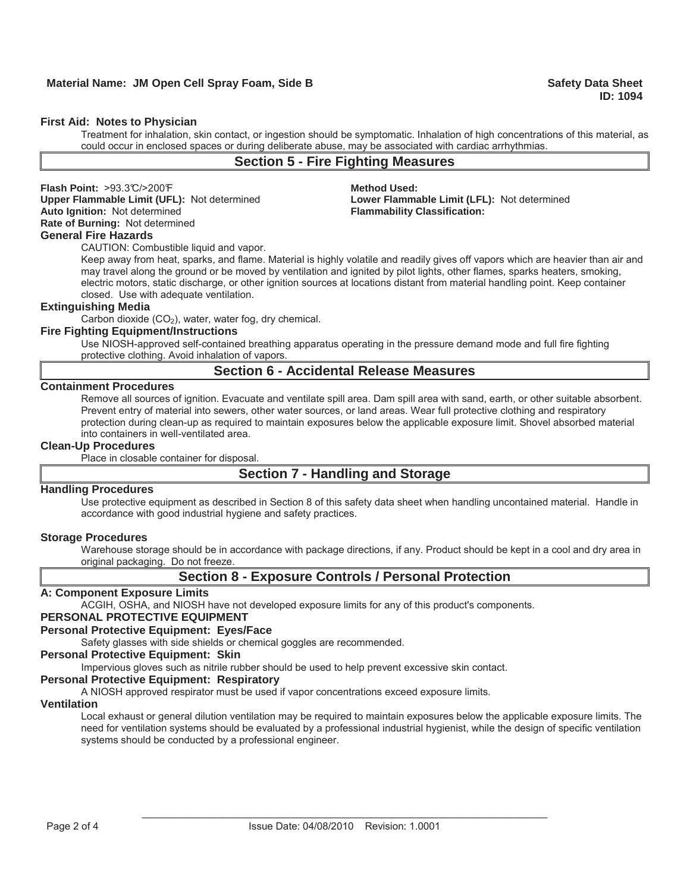### First Aid: Notes to Physician

Treatment for inhalation, skin contact, or ingestion should be symptomatic. Inhalation of high concentrations of this material, as could occur in enclosed spaces or during deliberate abuse, may be associated with cardiac arrhythmias.

## Section 5 - Fire Fighting Measures

**Flash Point:** >93.3°C/>200°F

**Method Used:**

**Upper Flammable Limit (UFL):** Not determined

**Lower Flammable Limit (LFL):** Not determined

**Auto Ignition:** Not determined

**Flammability Classification:**

**Rate of Burning:** Not determined

### General Fire Hazards

CAUTION: Combustible liquid and vapor.

Keep away from heat, sparks, and flame. Material is highly volatile and readily gives off vapors which are heavier than air and may travel along the ground or be moved by ventilation and ignited by pilot lights, other flames, sparks heaters, smoking, electric motors, static discharge, or other ignition sources at locations distant from material handling point. Keep container closed. Use with adequate ventilation.

### Extinguishing Media

Carbon dioxide ($CO_2$), water, water fog, dry chemical.

### Fire Fighting Equipment/Instructions

Use NIOSH-approved self-contained breathing apparatus operating in the pressure demand mode and full fire fighting protective clothing. Avoid inhalation of vapors.

## Section 6 - Accidental Release Measures

### Containment Procedures

Remove all sources of ignition. Evacuate and ventilate spill area. Dam spill area with sand, earth, or other suitable absorbent. Prevent entry of material into sewers, other water sources, or land areas. Wear full protective clothing and respiratory protection during clean-up as required to maintain exposures below the applicable exposure limit. Shovel absorbed material into containers in well-ventilated area.

### Clean-Up Procedures

Place in closable container for disposal.

## Section 7 - Handling and Storage

### Handling Procedures

Use protective equipment as described in Section 8 of this safety data sheet when handling uncontained material. Handle in accordance with good industrial hygiene and safety practices.

### Storage Procedures

Warehouse storage should be in accordance with package directions, if any. Product should be kept in a cool and dry area in original packaging. Do not freeze.

## Section 8 - Exposure Controls / Personal Protection

### A: Component Exposure Limits

ACGIH, OSHA, and NIOSH have not developed exposure limits for any of this product's components.

### PERSONAL PROTECTIVE EQUIPMENT

### Personal Protective Equipment: Eyes/Face

Safety glasses with side shields or chemical goggles are recommended.

### Personal Protective Equipment: Skin

Impervious gloves such as nitrile rubber should be used to help prevent excessive skin contact.

### Personal Protective Equipment: Respiratory

A NIOSH approved respirator must be used if vapor concentrations exceed exposure limits.

### Ventilation

Local exhaust or general dilution ventilation may be required to maintain exposures below the applicable exposure limits. The need for ventilation systems should be evaluated by a professional industrial hygienist, while the design of specific ventilation systems should be conducted by a professional engineer.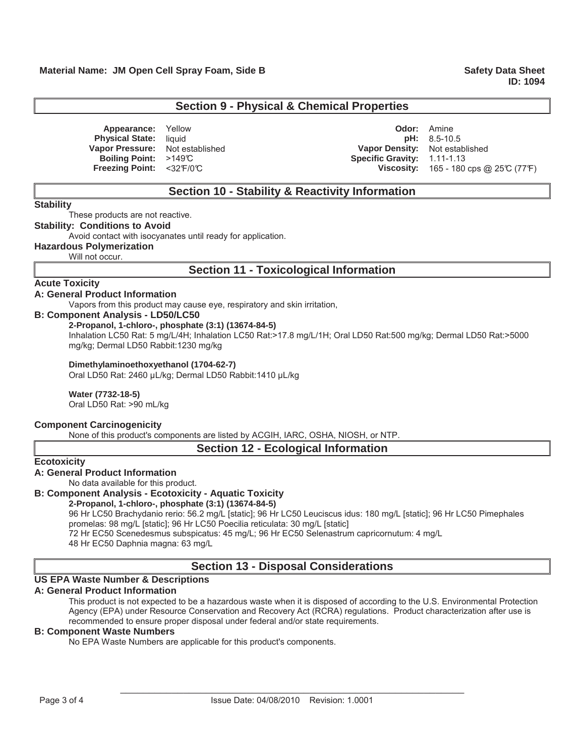## Section 9 - Physical & Chemical Properties

| | | | |
|---|---|---|---|
| **Appearance:** | Yellow | **Odor:** | Amine |
| **Physical State:** | liquid | **pH:** | 8.5-10.5 |
| **Vapor Pressure:** | Not established | **Vapor Density:** | Not established |
| **Boiling Point:** | >149℃ | **Specific Gravity:** | 1.11-1.13 |
| **Freezing Point:** | <32℉/0℃ | **Viscosity:** | 165 - 180 cps @ 25℃ (77℉) |

## Section 10 - Stability & Reactivity Information

**Stability**

These products are not reactive.

**Stability: Conditions to Avoid**

Avoid contact with isocyanates until ready for application.

**Hazardous Polymerization**

Will not occur.

## Section 11 - Toxicological Information

**Acute Toxicity**

**A: General Product Information**

Vapors from this product may cause eye, respiratory and skin irritation,

**B: Component Analysis - LD50/LC50**

**2-Propanol, 1-chloro-, phosphate (3:1) (13674-84-5)**

Inhalation LC50 Rat: 5 mg/L/4H; Inhalation LC50 Rat:>17.8 mg/L/1H; Oral LD50 Rat:500 mg/kg; Dermal LD50 Rat:>5000 mg/kg; Dermal LD50 Rabbit:1230 mg/kg

**Dimethylaminoethoxyethanol (1704-62-7)**

Oral LD50 Rat: 2460 µL/kg; Dermal LD50 Rabbit:1410 µL/kg

**Water (7732-18-5)**

Oral LD50 Rat: >90 mL/kg

**Component Carcinogenicity**

None of this product's components are listed by ACGIH, IARC, OSHA, NIOSH, or NTP.

## Section 12 - Ecological Information

**Ecotoxicity**

**A: General Product Information**

No data available for this product.

**B: Component Analysis - Ecotoxicity - Aquatic Toxicity**

**2-Propanol, 1-chloro-, phosphate (3:1) (13674-84-5)**

96 Hr LC50 Brachydanio rerio: 56.2 mg/L [static]; 96 Hr LC50 Leuciscus idus: 180 mg/L [static]; 96 Hr LC50 Pimephales promelas: 98 mg/L [static]; 96 Hr LC50 Poecilia reticulata: 30 mg/L [static]
72 Hr EC50 Scenedesmus subspicatus: 45 mg/L; 96 Hr EC50 Selenastrum capricornutum: 4 mg/L
48 Hr EC50 Daphnia magna: 63 mg/L

## Section 13 - Disposal Considerations

**US EPA Waste Number & Descriptions**

**A: General Product Information**

This product is not expected to be a hazardous waste when it is disposed of according to the U.S. Environmental Protection Agency (EPA) under Resource Conservation and Recovery Act (RCRA) regulations. Product characterization after use is recommended to ensure proper disposal under federal and/or state requirements.

**B: Component Waste Numbers**

No EPA Waste Numbers are applicable for this product's components.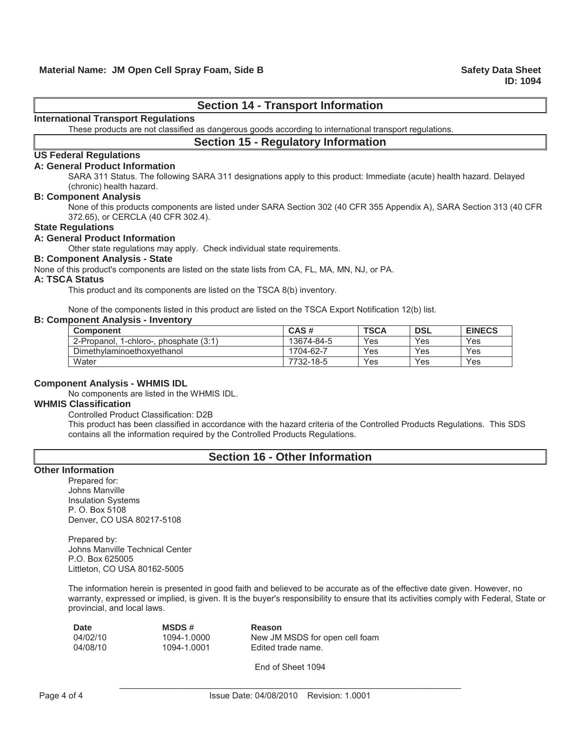## Section 14 - Transport Information

**International Transport Regulations**

These products are not classified as dangerous goods according to international transport regulations.

## Section 15 - Regulatory Information

**US Federal Regulations**

**A: General Product Information**

SARA 311 Status. The following SARA 311 designations apply to this product: Immediate (acute) health hazard. Delayed (chronic) health hazard.

**B: Component Analysis**

None of this products components are listed under SARA Section 302 (40 CFR 355 Appendix A), SARA Section 313 (40 CFR 372.65), or CERCLA (40 CFR 302.4).

**State Regulations**

**A: General Product Information**

Other state regulations may apply. Check individual state requirements.

**B: Component Analysis - State**

None of this product's components are listed on the state lists from CA, FL, MA, MN, NJ, or PA.

**A: TSCA Status**

This product and its components are listed on the TSCA 8(b) inventory.

None of the components listed in this product are listed on the TSCA Export Notification 12(b) list.

**B: Component Analysis - Inventory**

| Component | CAS # | TSCA | DSL | EINECS |
|---|---|---|---|---|
| 2-Propanol, 1-chloro-, phosphate (3:1) | 13674-84-5 | Yes | Yes | Yes |
| Dimethylaminoethoxyethanol | 1704-62-7 | Yes | Yes | Yes |
| Water | 7732-18-5 | Yes | Yes | Yes |

**Component Analysis - WHMIS IDL**

No components are listed in the WHMIS IDL.

**WHMIS Classification**

Controlled Product Classification: D2B

This product has been classified in accordance with the hazard criteria of the Controlled Products Regulations. This SDS contains all the information required by the Controlled Products Regulations.

## Section 16 - Other Information

**Other Information**

Prepared for:
Johns Manville
Insulation Systems
P. O. Box 5108
Denver, CO USA 80217-5108

Prepared by:
Johns Manville Technical Center
P.O. Box 625005
Littleton, CO USA 80162-5005

The information herein is presented in good faith and believed to be accurate as of the effective date given. However, no warranty, expressed or implied, is given. It is the buyer's responsibility to ensure that its activities comply with Federal, State or provincial, and local laws.

| Date | MSDS # | Reason |
|---|---|---|
| 04/02/10 | 1094-1.0000 | New JM MSDS for open cell foam |
| 04/08/10 | 1094-1.0001 | Edited trade name. |

End of Sheet 1094